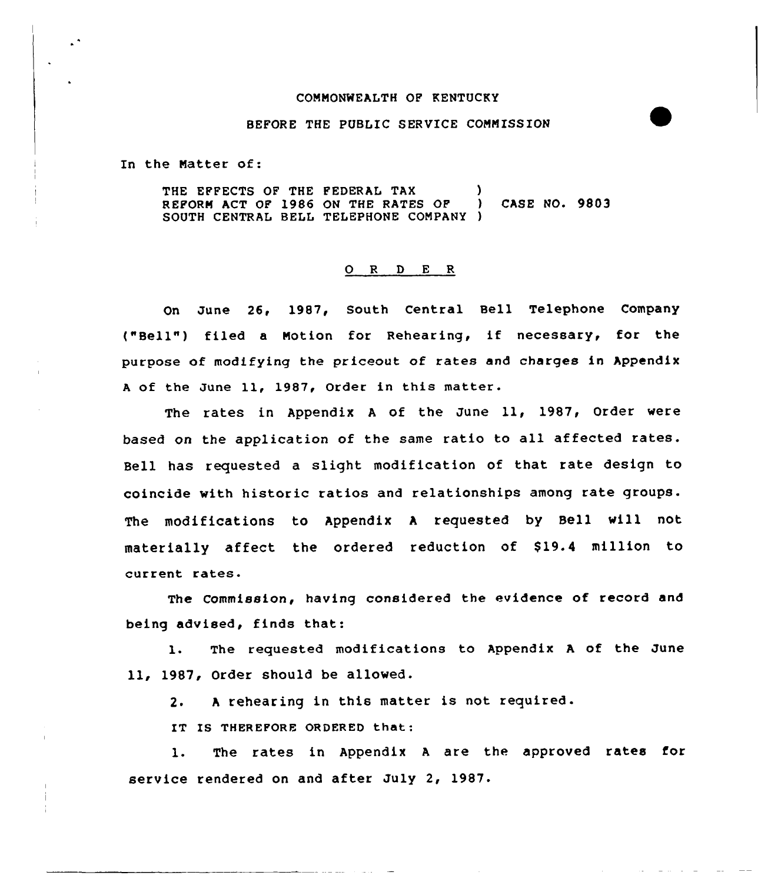COMMONWEALTH OF KENTUCKY

BEFORE THE PUBLIC SERVICE COMMISSION

In the Matter of:

THE EFFECTS OF THE FEDERAL TAX REFORM ACT OF 1986 ON THE RATES OF SOUTH CENTRAL BELL TELEPHONE COMPANY ) CASE NO. 9803

O R D E R

On June 26, 1987, South Central Bell Telephone Company ("Bell") filed a Motion for Rehearing, if necessary, for the purpose of modifying the priceout of rates and charges in Appendix A of the June 11, 1987, Order in this matter.

The rates in Appendix A of the June 11, 1987, Order were based on the application of the same ratio to all affected rates. Bell has requested a slight modification of that rate design to coincide with historic ratios and relationships among rate groups. The modifications to Appendix A requested by Bell will not materially affect the ordered reduction of $19.4 million to current rates.

The Commission, having considered the evidence of record and being advised, finds that:

1. The requested modifications to Appendix A of the June 11, 1987, Order should be allowed.

2. A rehearing in this matter is not required.

IT IS THEREFORE ORDERED that:

1. The rates in Appendix A are the approved rates for service rendered on and after July 2, 1987.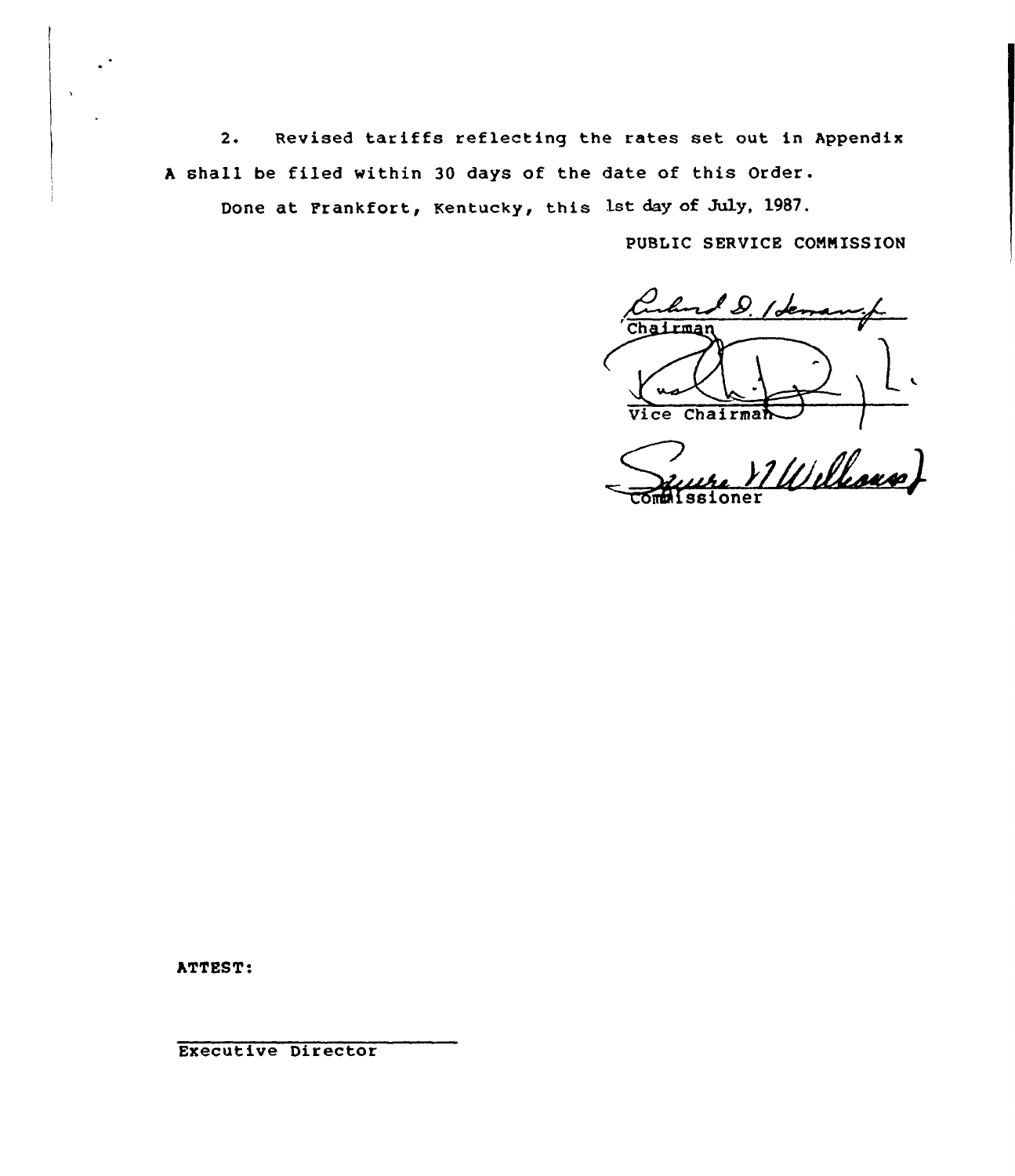2. Revised tariffs reflecting the rates set out in Appendix A shall be filed within 30 days of the date of this Order.

Done at Frankfort, Kentucky, this 1st day of July, 1987.

PUBLIC SERVICE COMMISSION

Chairman

Vice Chairman

Commissioner

ATTEST:

Executive Director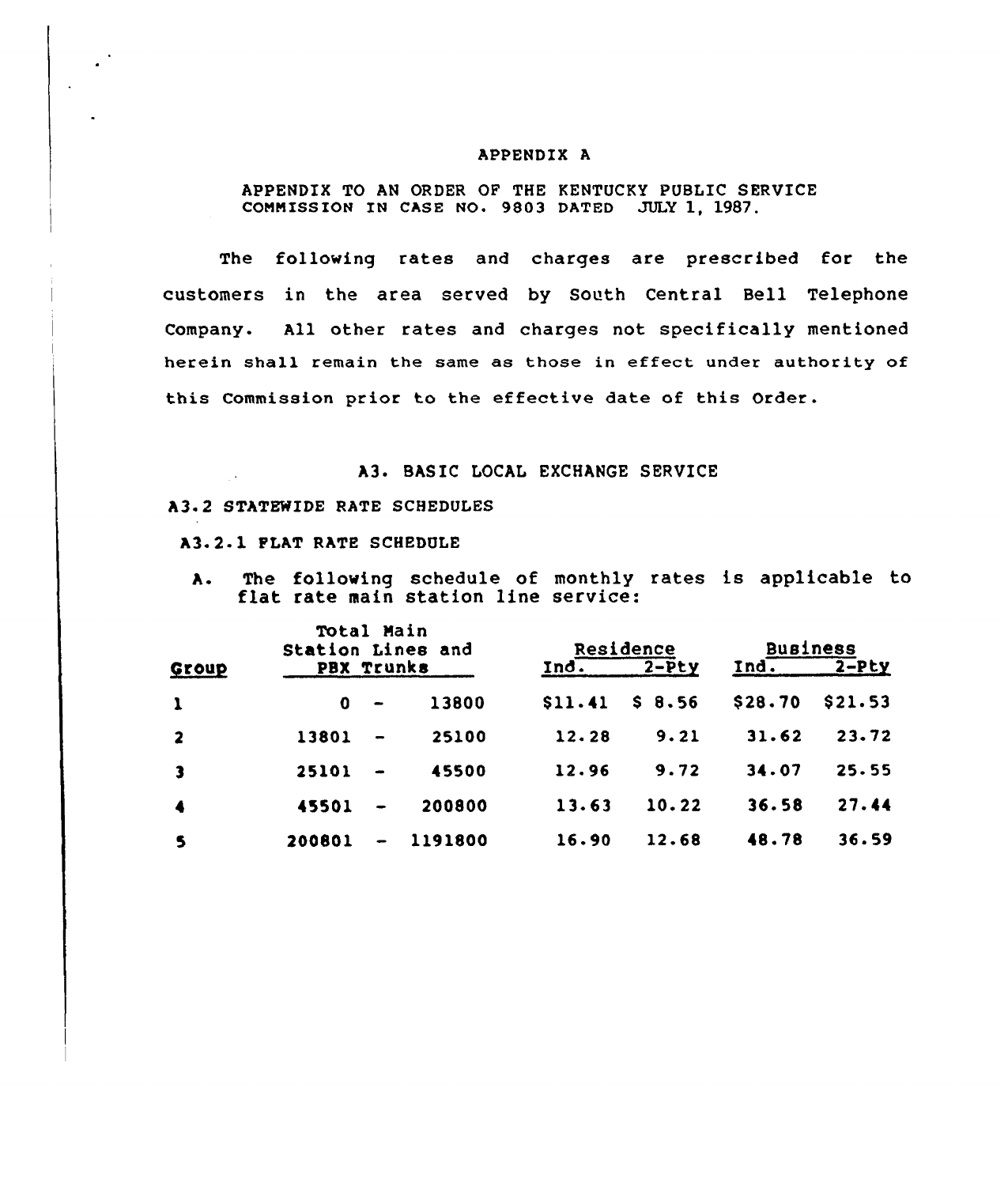# APPENDIX A

APPENDIX TO AN ORDER OF THE KENTUCKY PUBLIC SERVICE COMMISSION IN CASE NO. 9803 DATED JULY 1, 1987.

The following rates and charges are prescribed for the customers in the area served by South Central Bell Telephone Company. All other rates and charges not specifically mentioned herein shall remain the same as those in effect under authority of this Commission prior to the effective date of this Order.

## A3. BASIC LOCAL EXCHANGE SERVICE

### A3.2 STATEWIDE RATE SCHEDULES

#### A3.2.1 FLAT RATE SCHEDULE

A. The following schedule of monthly rates is applicable to flat rate main station line service:

| Group | Total Main Station Lines and PBX Trunks | Residence | | Business | |
|---|---|---|---|---|---|
| | | Ind. | 2-Pty | Ind. | 2-Pty |
| 1 | 0 - 13800 | $11.41 | $ 8.56 | $28.70 | $21.53 |
| 2 | 13801 - 25100 | 12.28 | 9.21 | 31.62 | 23.72 |
| 3 | 25101 - 45500 | 12.96 | 9.72 | 34.07 | 25.55 |
| 4 | 45501 - 200800 | 13.63 | 10.22 | 36.58 | 27.44 |
| 5 | 200801 - 1191800 | 16.90 | 12.68 | 48.78 | 36.59 |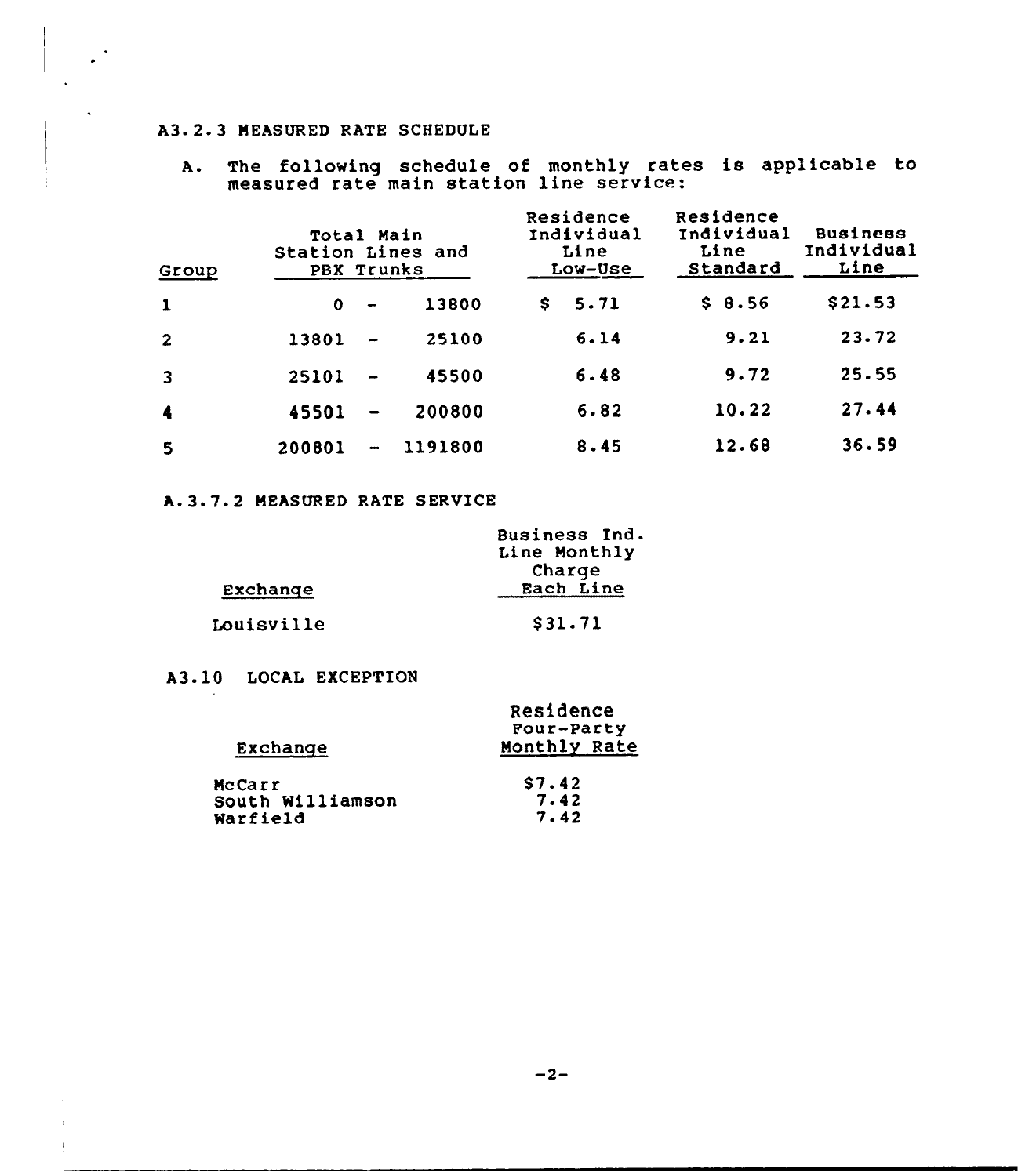A3.2.3 MEASURED RATE SCHEDULE

A. The following schedule of monthly rates is applicable to measured rate main station line service:

| Group | Total Main Station Lines and PBX Trunks | Residence Individual Line Low-Use | Residence Individual Line Standard | Business Individual Line |
|---|---|---|---|---|
| 1 | 0 - 13800 | $ 5.71 | $ 8.56 | $21.53 |
| 2 | 13801 - 25100 | 6.14 | 9.21 | 23.72 |
| 3 | 25101 - 45500 | 6.48 | 9.72 | 25.55 |
| 4 | 45501 - 200800 | 6.82 | 10.22 | 27.44 |
| 5 | 200801 - 1191800 | 8.45 | 12.68 | 36.59 |

A.3.7.2 MEASURED RATE SERVICE

| Exchange | Business Ind. Line Monthly Charge Each Line |
|---|---|
| Louisville | $31.71 |

A3.10 LOCAL EXCEPTION

| Exchange | Residence Four-Party Monthly Rate |
|---|---|
| McCarr | $7.42 |
| South Williamson | 7.42 |
| Warfield | 7.42 |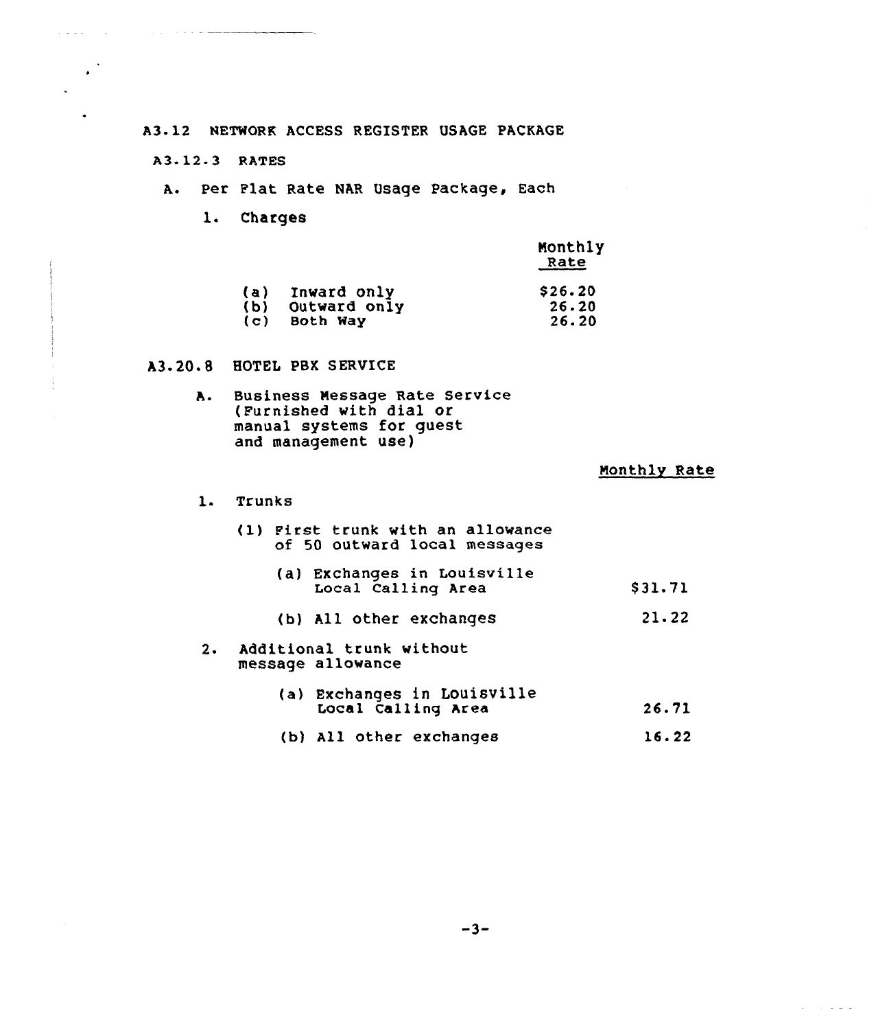A3.12 NETWORK ACCESS REGISTER USAGE PACKAGE

A3.12.3 RATES

A. Per Flat Rate NAR Usage Package, Each

1. Charges

| | Monthly Rate |
|---|---|
| (a) Inward only | $26.20 |
| (b) Outward only | 26.20 |
| (c) Both Way | 26.20 |

A3.20.8 HOTEL PBX SERVICE

A. Business Message Rate Service (Furnished with dial or manual systems for guest and management use)

| | Monthly Rate |
|---|---|
| 1. Trunks | |
| (1) First trunk with an allowance of 50 outward local messages | |
| (a) Exchanges in Louisville Local Calling Area | $31.71 |
| (b) All other exchanges | 21.22 |
| 2. Additional trunk without message allowance | |
| (a) Exchanges in Louisville Local Calling Area | 26.71 |
| (b) All other exchanges | 16.22 |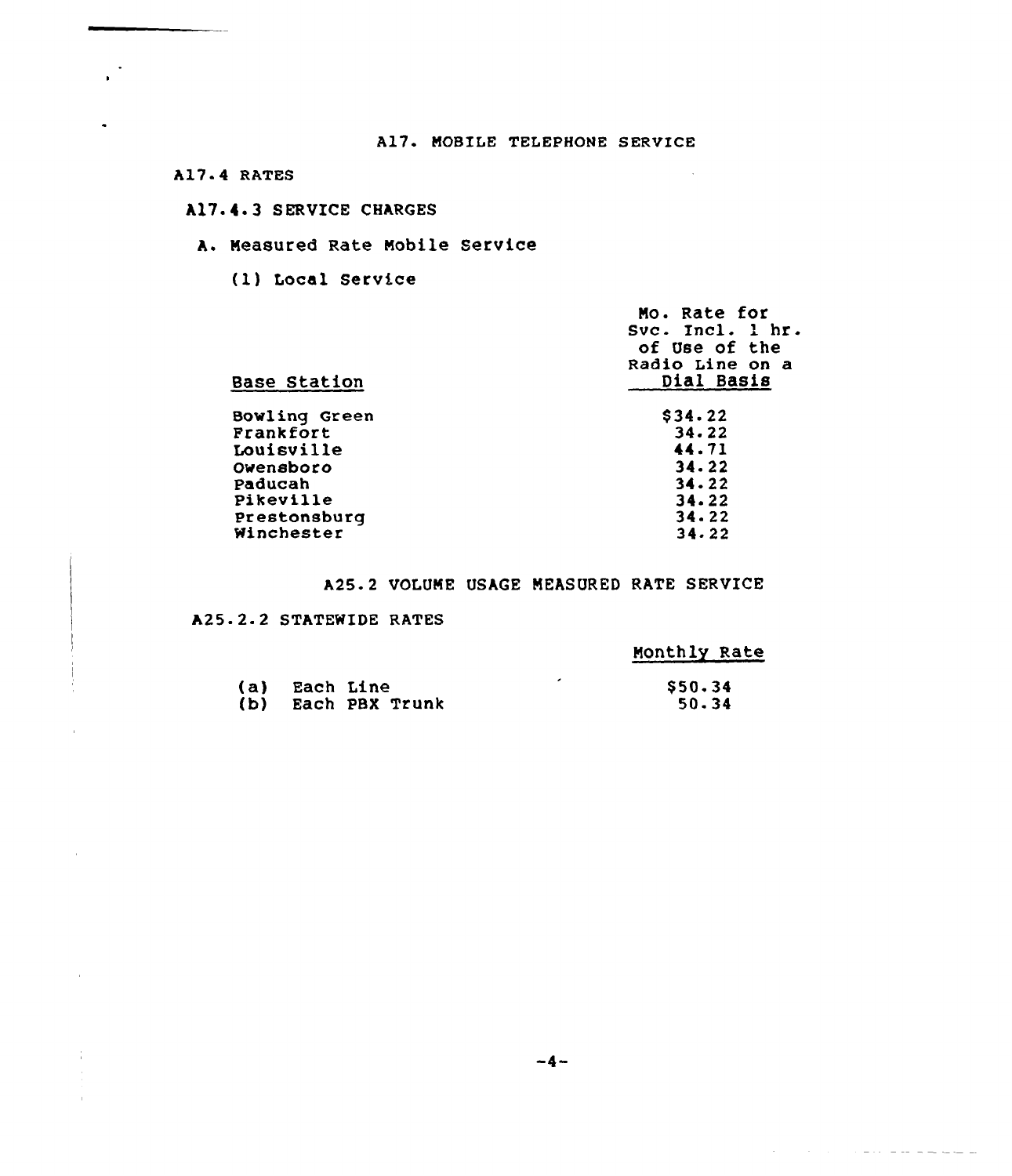## A17. MOBILE TELEPHONE SERVICE

### A17.4 RATES

#### A17.4.3 SERVICE CHARGES

A. Measured Rate Mobile Service

(1) Local Service

| Base Station | Mo. Rate for Svc. Incl. 1 hr. of Use of the Radio Line on a Dial Basis |
|---|---|
| Bowling Green | $34.22 |
| Frankfort | 34.22 |
| Louisville | 44.71 |
| Owensboro | 34.22 |
| Paducah | 34.22 |
| Pikeville | 34.22 |
| Prestonsburg | 34.22 |
| Winchester | 34.22 |

## A25.2 VOLUME USAGE MEASURED RATE SERVICE

### A25.2.2 STATEWIDE RATES

| | Monthly Rate |
|---|---|
| (a) Each Line | $50.34 |
| (b) Each PBX Trunk | 50.34 |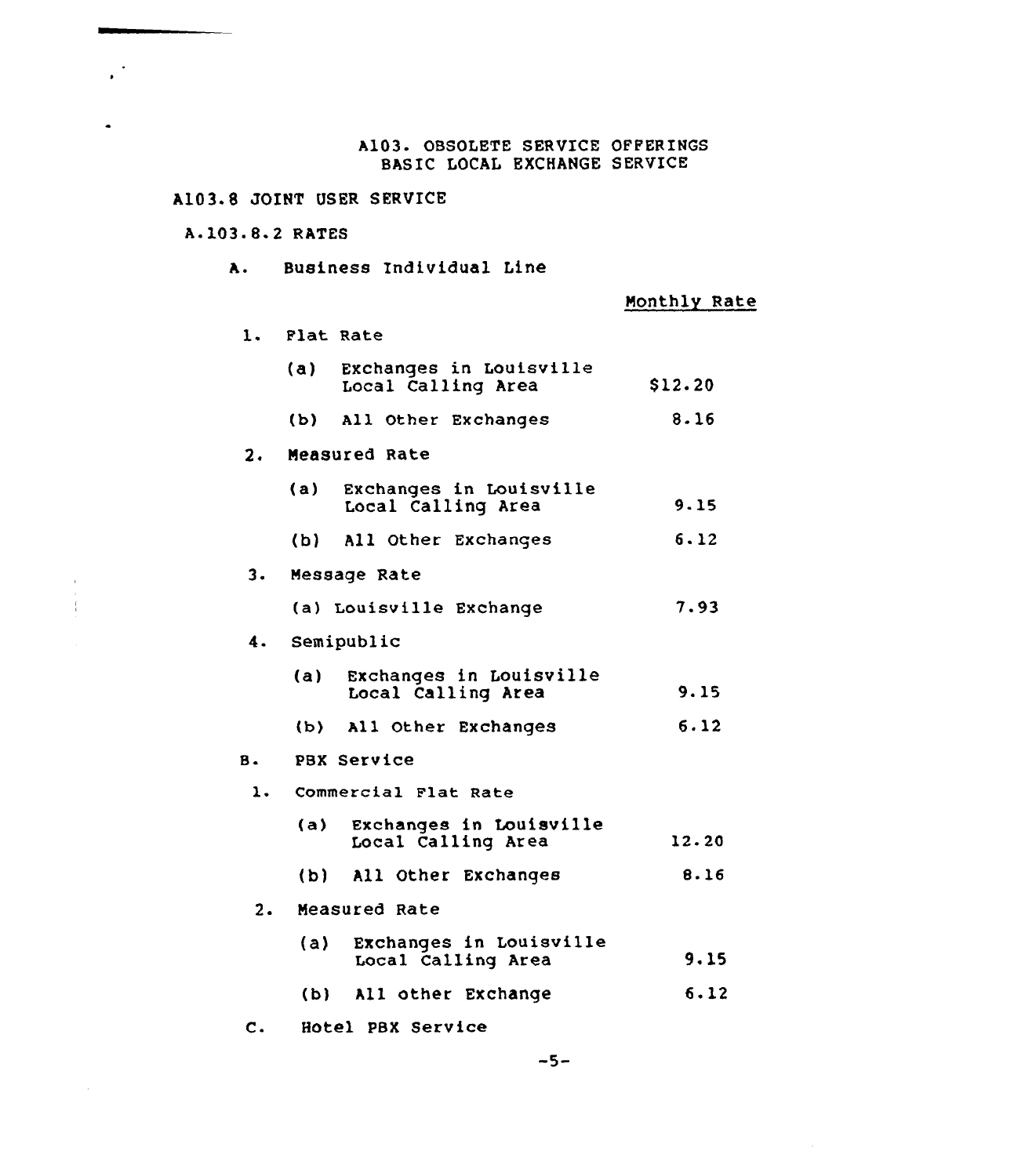A103. OBSOLETE SERVICE OFFERINGS
BASIC LOCAL EXCHANGE SERVICE

A103.8 JOINT USER SERVICE

A.103.8.2 RATES

A. Business Individual Line

| | Monthly Rate |
|---|---|
| 1. Flat Rate | |
| (a) Exchanges in Louisville Local Calling Area | $12.20 |
| (b) All Other Exchanges | 8.16 |
| 2. Measured Rate | |
| (a) Exchanges in Louisville Local Calling Area | 9.15 |
| (b) All Other Exchanges | 6.12 |
| 3. Message Rate | |
| (a) Louisville Exchange | 7.93 |
| 4. Semipublic | |
| (a) Exchanges in Louisville Local Calling Area | 9.15 |
| (b) All Other Exchanges | 6.12 |

B. PBX Service

| | |
|---|---|
| 1. Commercial Flat Rate | |
| (a) Exchanges in Louisville Local Calling Area | 12.20 |
| (b) All Other Exchanges | 8.16 |
| 2. Measured Rate | |
| (a) Exchanges in Louisville Local Calling Area | 9.15 |
| (b) All other Exchange | 6.12 |

C. Hotel PBX Service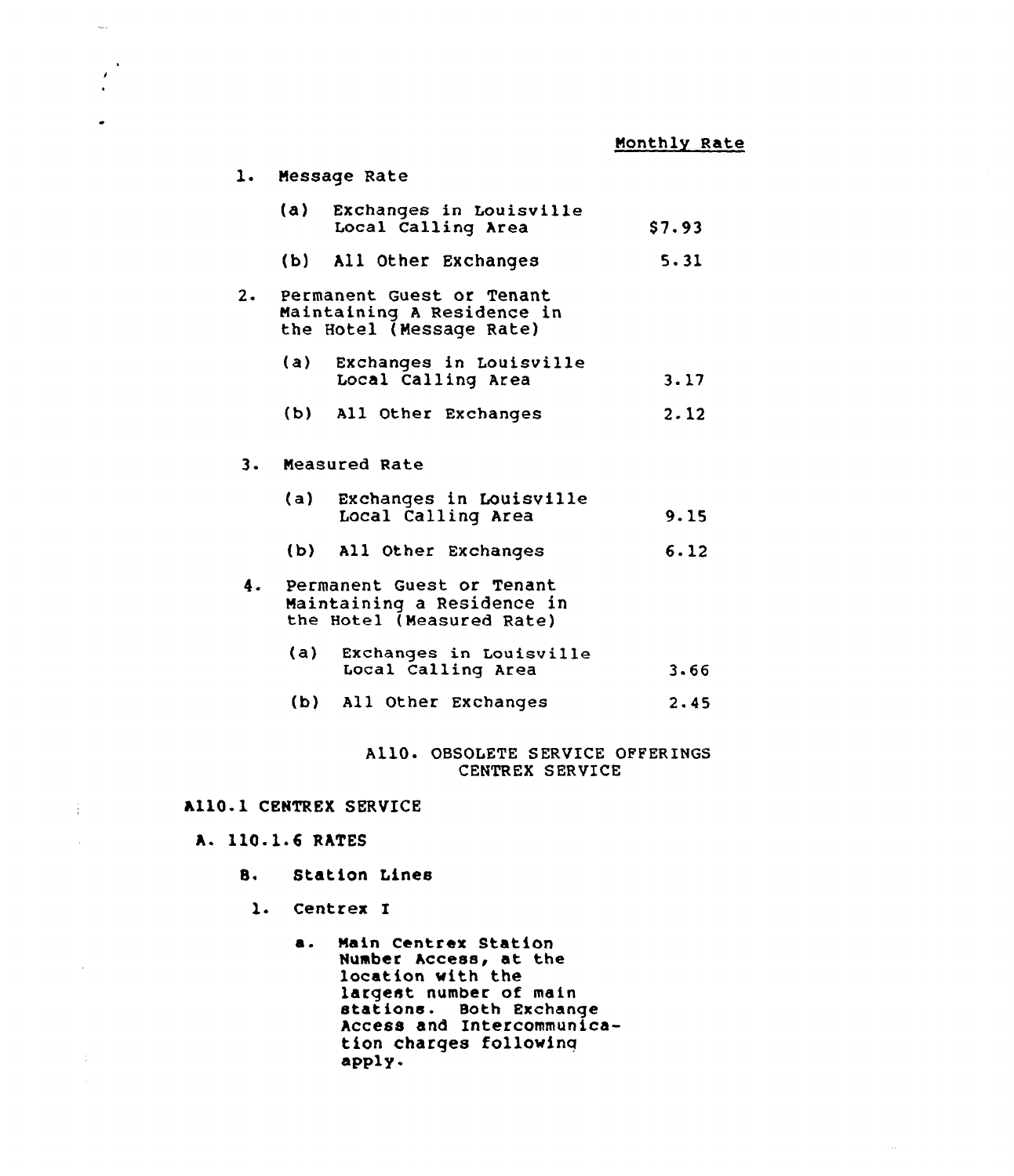| | Monthly Rate |
|---|---|
| 1. Message Rate | |
| (a) Exchanges in Louisville Local Calling Area | $7.93 |
| (b) All Other Exchanges | 5.31 |
| 2. Permanent Guest or Tenant Maintaining A Residence in the Hotel (Message Rate) | |
| (a) Exchanges in Louisville Local Calling Area | 3.17 |
| (b) All Other Exchanges | 2.12 |
| 3. Measured Rate | |
| (a) Exchanges in Louisville Local Calling Area | 9.15 |
| (b) All Other Exchanges | 6.12 |
| 4. Permanent Guest or Tenant Maintaining a Residence in the Hotel (Measured Rate) | |
| (a) Exchanges in Louisville Local Calling Area | 3.66 |
| (b) All Other Exchanges | 2.45 |

A110. OBSOLETE SERVICE OFFERINGS
CENTREX SERVICE

**A110.1 CENTREX SERVICE**

**A. 110.1.6 RATES**

**B. Station Lines**

**1. Centrex I**

**a. Main Centrex Station Number Access, at the location with the largest number of main stations. Both Exchange Access and Intercommunication charges following apply.**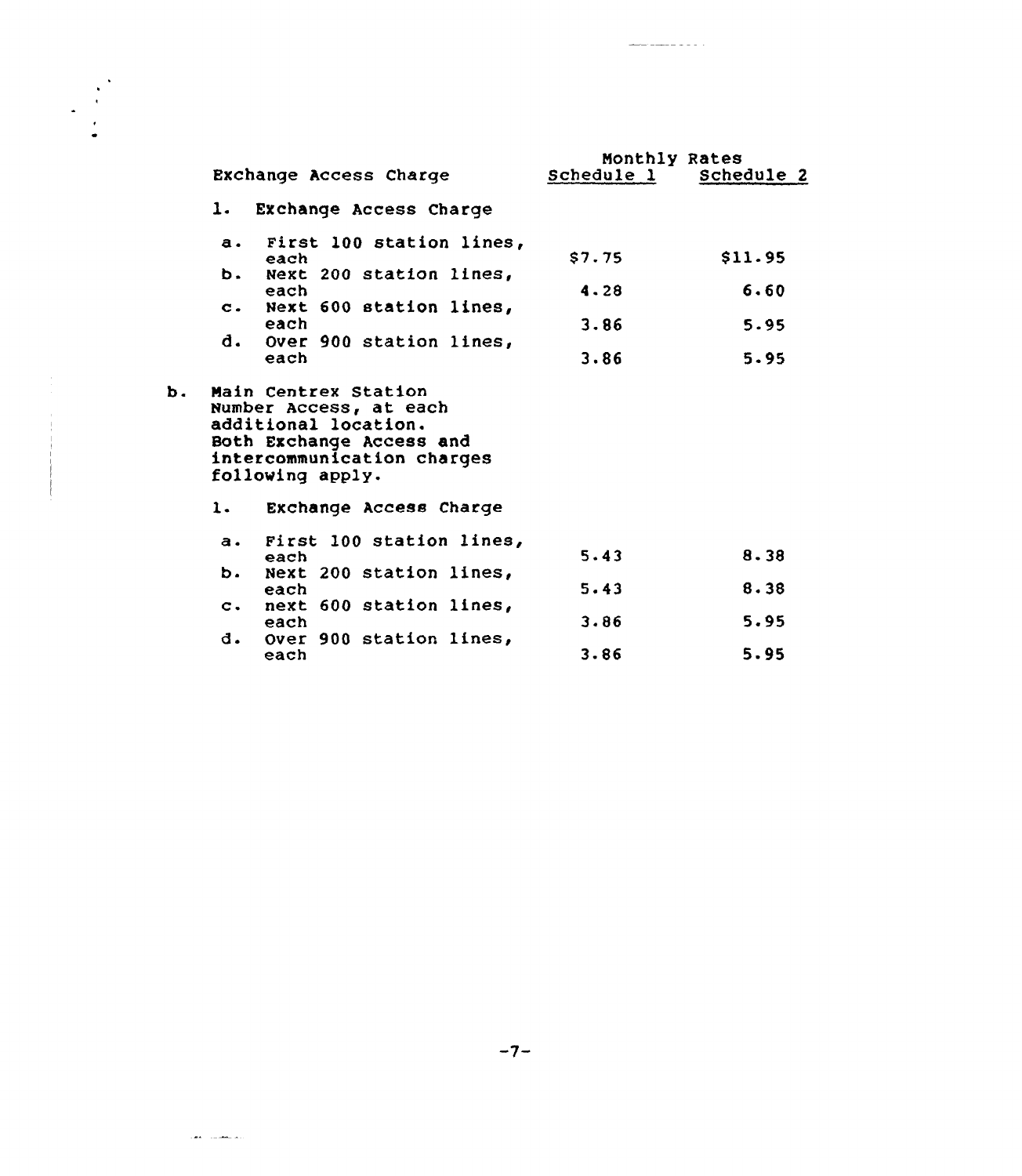| Exchange Access Charge | Monthly Rates Schedule 1 | Schedule 2 |
|---|---|---|
| 1. Exchange Access Charge | | |
| a. First 100 station lines, each | $7.75 | $11.95 |
| b. Next 200 station lines, each | 4.28 | 6.60 |
| c. Next 600 station lines, each | 3.86 | 5.95 |
| d. Over 900 station lines, each | 3.86 | 5.95 |

b. Main Centrex Station Number Access, at each additional location. Both Exchange Access and intercommunication charges following apply.

| | | |
|---|---|---|
| 1. Exchange Access Charge | | |
| a. First 100 station lines, each | 5.43 | 8.38 |
| b. Next 200 station lines, each | 5.43 | 8.38 |
| c. next 600 station lines, each | 3.86 | 5.95 |
| d. Over 900 station lines, each | 3.86 | 5.95 |